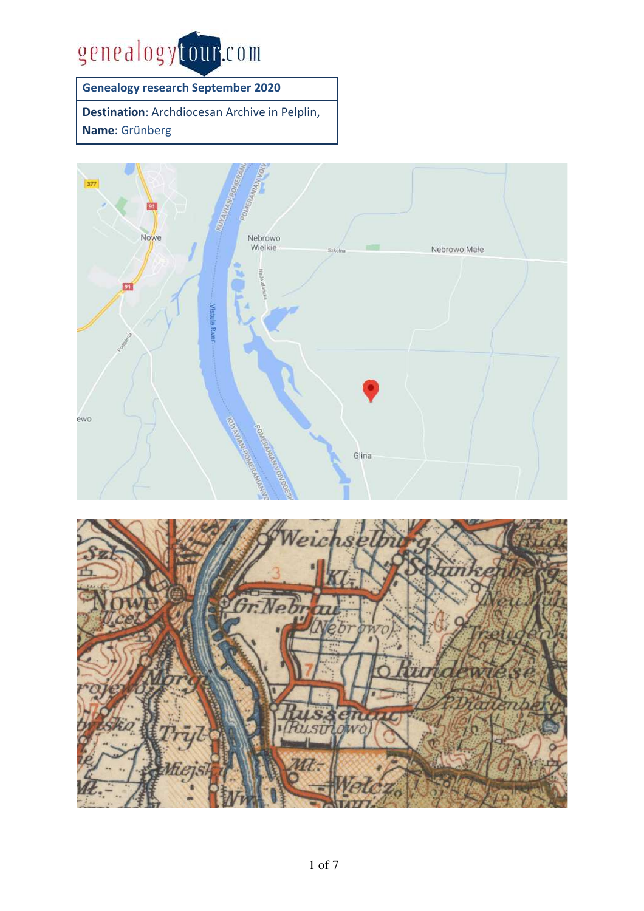genealogytour.com

| Genealogy research September 2020 |
| --- |
| **Destination**: Archdiocesan Archive in Pelplin, **Name**: Grünberg |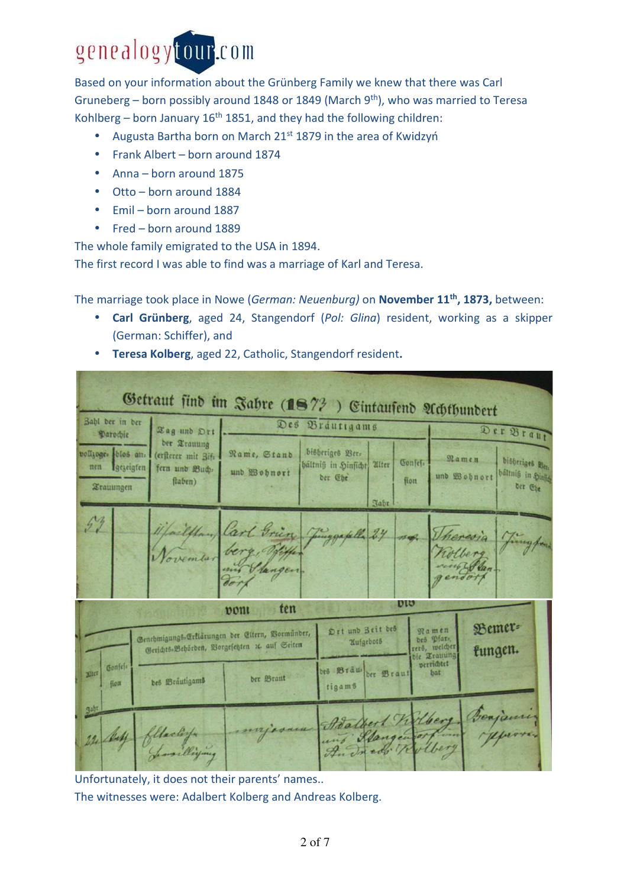Based on your information about the Grünberg Family we knew that there was Carl Gruneberg – born possibly around 1848 or 1849 (March 9th), who was married to Teresa Kohlberg – born January 16th 1851, and they had the following children:

- Augusta Bartha born on March 21st 1879 in the area of Kwidzyń
- Frank Albert – born around 1874
- Anna – born around 1875
- Otto – born around 1884
- Emil – born around 1887
- Fred – born around 1889

The whole family emigrated to the USA in 1894.

The first record I was able to find was a marriage of Karl and Teresa.

The marriage took place in Nowe (*German: Neuenburg)* on **November 11th, 1873,** between:

- **Carl Grünberg**, aged 24, Stangendorf (*Pol: Glina*) resident, working as a skipper (German: Schiffer), and
- **Teresa Kolberg**, aged 22, Catholic, Stangendorf resident**.**

Unfortunately, it does not their parents' names..

The witnesses were: Adalbert Kolberg and Andreas Kolberg.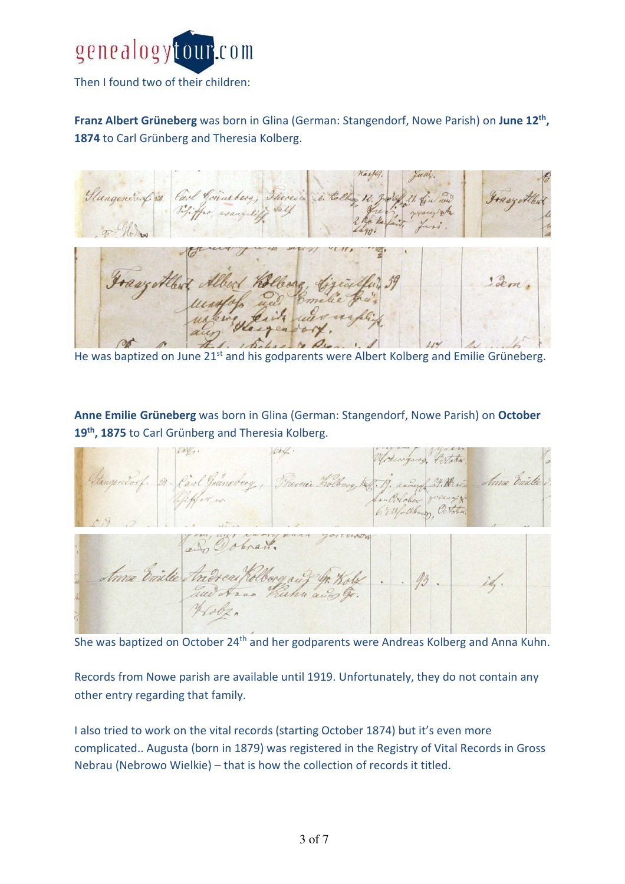Then I found two of their children:

**Franz Albert Grüneberg** was born in Glina (German: Stangendorf, Nowe Parish) on **June 12th, 1874** to Carl Grünberg and Theresia Kolberg.

He was baptized on June 21st and his godparents were Albert Kolberg and Emilie Grüneberg.

**Anne Emilie Grüneberg** was born in Glina (German: Stangendorf, Nowe Parish) on **October 19th, 1875** to Carl Grünberg and Theresia Kolberg.

She was baptized on October 24th and her godparents were Andreas Kolberg and Anna Kuhn.

Records from Nowe parish are available until 1919. Unfortunately, they do not contain any other entry regarding that family.

I also tried to work on the vital records (starting October 1874) but it's even more complicated.. Augusta (born in 1879) was registered in the Registry of Vital Records in Gross Nebrau (Nebrowo Wielkie) – that is how the collection of records it titled.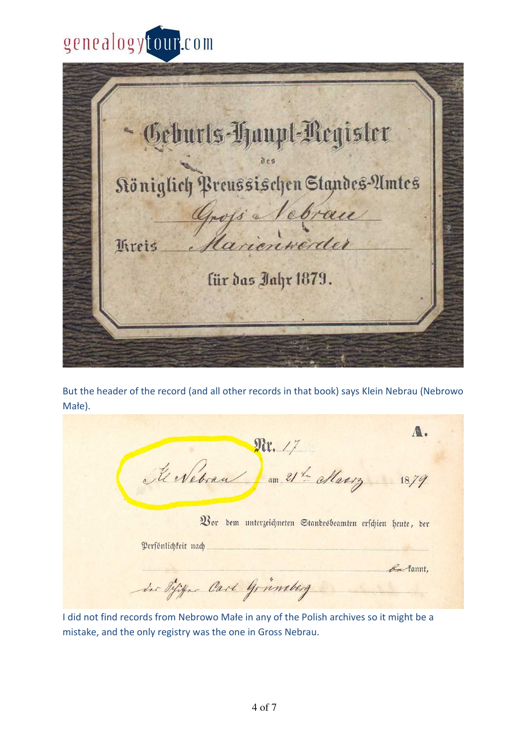Geburts-Haupt-Register

des

Königlich Preussischen Standes-Amtes

Groß Nebrau

Kreis Marienwerder

für das Jahr 1879.

But the header of the record (and all other records in that book) says Klein Nebrau (Nebrowo Małe).

Nr. 17 A.

Kl. Nebrau am 21ten Maerz 1879

Vor dem unterzeichneten Standesbeamten erschien heute, der

Persönlichkeit nach

bekannt,

der Fischer Carl Grüneberg

I did not find records from Nebrowo Małe in any of the Polish archives so it might be a mistake, and the only registry was the one in Gross Nebrau.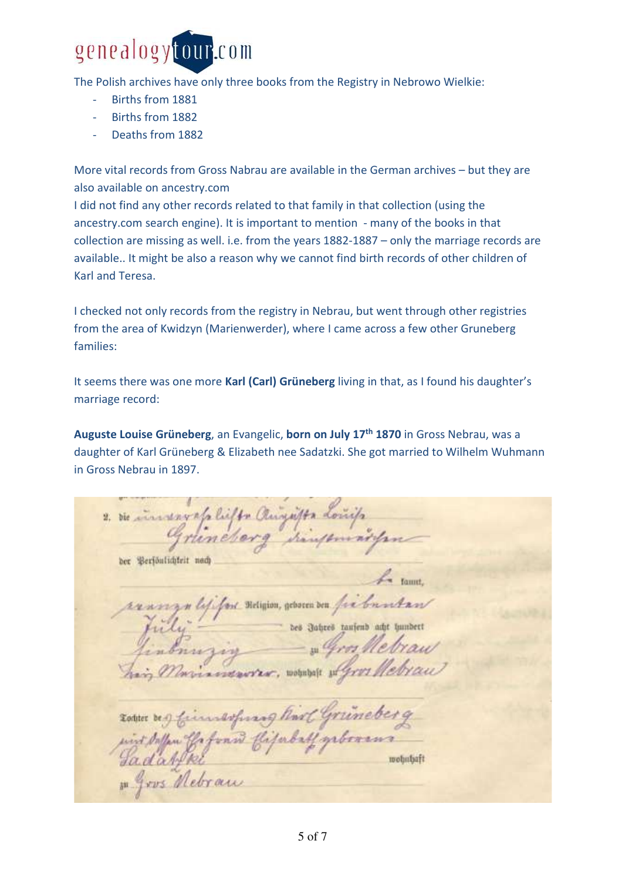The Polish archives have only three books from the Registry in Nebrowo Wielkie:

- Births from 1881
- Births from 1882
- Deaths from 1882

More vital records from Gross Nabrau are available in the German archives – but they are also available on ancestry.com

I did not find any other records related to that family in that collection (using the ancestry.com search engine). It is important to mention - many of the books in that collection are missing as well. i.e. from the years 1882-1887 – only the marriage records are available.. It might be also a reason why we cannot find birth records of other children of Karl and Teresa.

I checked not only records from the registry in Nebrau, but went through other registries from the area of Kwidzyn (Marienwerder), where I came across a few other Gruneberg families:

It seems there was one more **Karl (Carl) Grüneberg** living in that, as I found his daughter's marriage record:

**Auguste Louise Grüneberg**, an Evangelic, **born on July 17th 1870** in Gross Nebrau, was a daughter of Karl Grüneberg & Elizabeth nee Sadatzki. She got married to Wilhelm Wuhmann in Gross Nebrau in 1897.

2. die unverehelichte Auguste Louise Grüneberg Dienstmädchen

der Persönlichkeit nach bekannt,

evangelischer Religion, geboren den siebenten Juli des Jahres tausend acht hundert siebenzig zu Gros Nebrau Kreis Marienwerder, wohnhaft zu Gros Nebrau

Tochter des Einwohners Karl Grüneberg und dessen Ehefrau Elisabeth geborene Sadatzki wohnhaft zu Gros Nebrau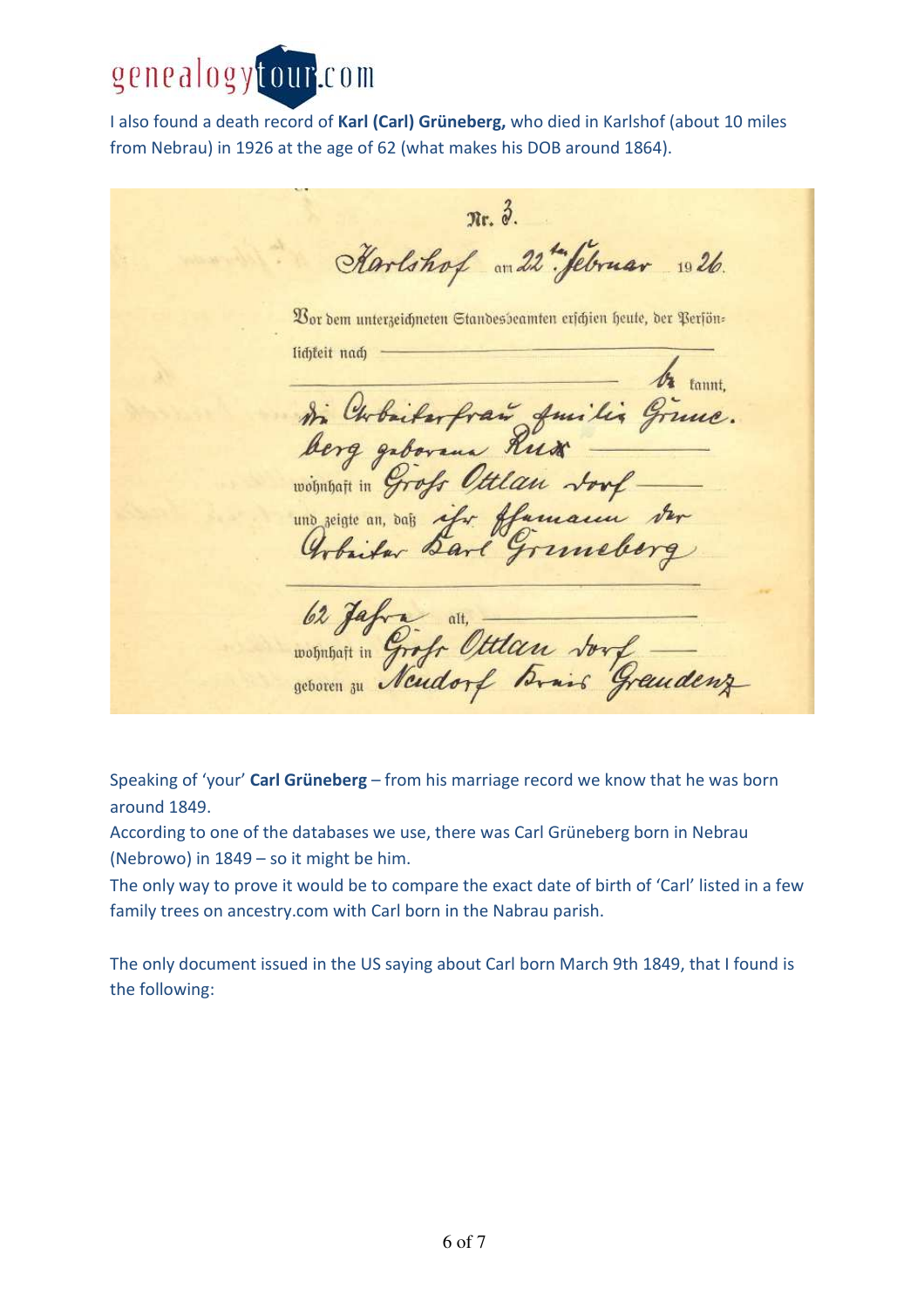I also found a death record of **Karl (Carl) Grüneberg,** who died in Karlshof (about 10 miles from Nebrau) in 1926 at the age of 62 (what makes his DOB around 1864).

Nr. 3.

Karlshof am 22ten Februar 1926.

Vor dem unterzeichneten Standesbeamten erschien heute, der Persönlichkeit nach —— bekannt,

die Arbeiterfrau Emilie Grune-berg geborene Rux

wohnhaft in Groß Ottlau Dorf

und zeigte an, daß ihr Ehemann der Arbeiter Karl Gruneberg

62 Jahre alt,

wohnhaft in Groß Ottlau Dorf

geboren zu Neudorf Kreis Graudenz

Speaking of 'your' **Carl Grüneberg** – from his marriage record we know that he was born around 1849.

According to one of the databases we use, there was Carl Grüneberg born in Nebrau (Nebrowo) in 1849 – so it might be him.

The only way to prove it would be to compare the exact date of birth of 'Carl' listed in a few family trees on ancestry.com with Carl born in the Nabrau parish.

The only document issued in the US saying about Carl born March 9th 1849, that I found is the following: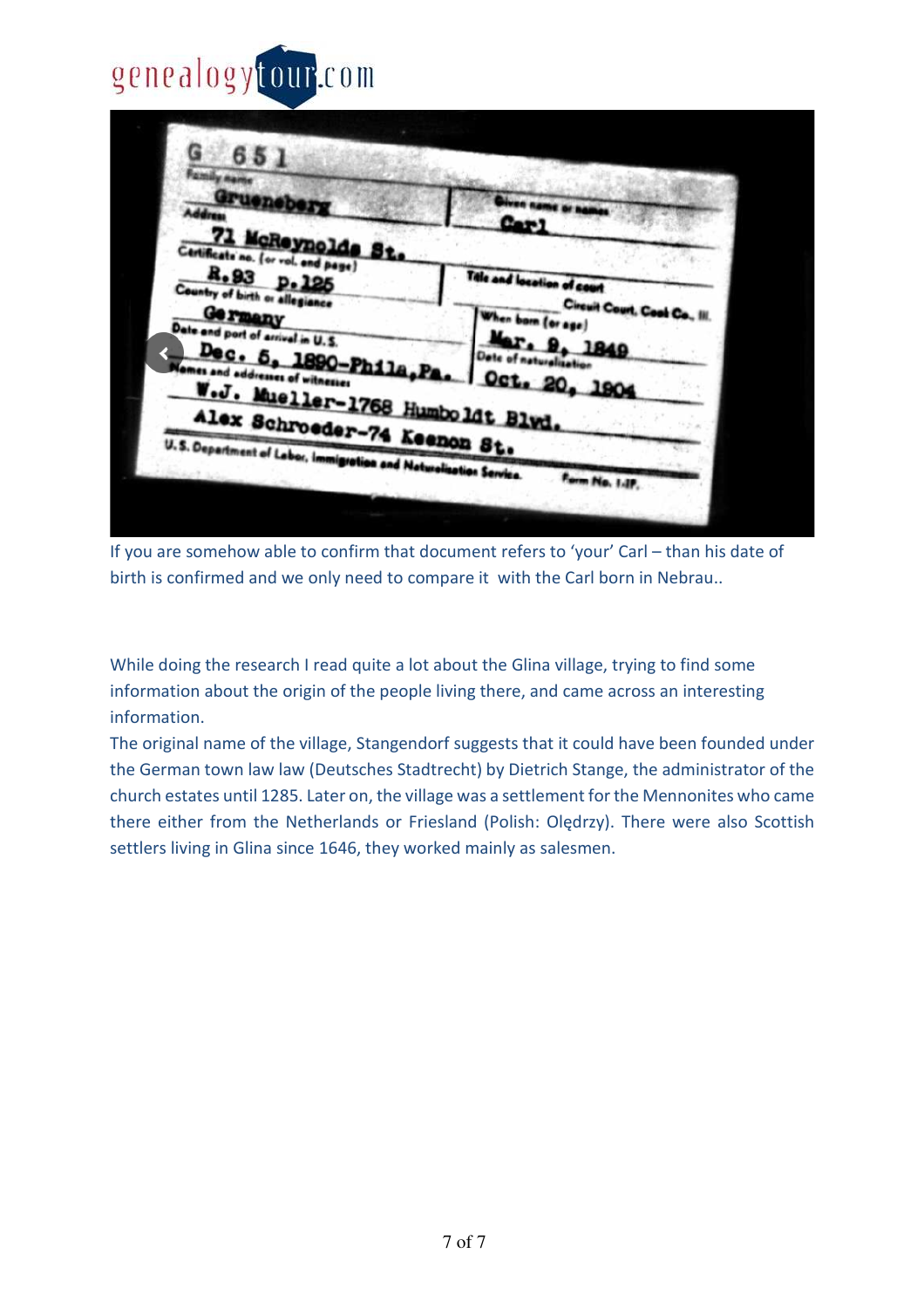G 651

Family name: Grueneberg

Given name or names: Carl

Address: 71 McReynolds St.

Certificate no. (or vol. and page): R.93 P.125

Title and location of court: Circuit Court, Cook Co., Ill.

Country of birth or allegiance: Germany

When born (or age): Mar. 9, 1849

Date and port of arrival in U.S.: Dec. 5, 1890-Phila,Pa.

Date of naturalization: Oct. 20, 1904

Names and addresses of witnesses:
W.J. Mueller-1768 Humboldt Blvd.
Alex Schroeder-74 Keenon St.

U.S. Department of Labor, Immigration and Naturalization Service. Form No. 1-IP.

If you are somehow able to confirm that document refers to 'your' Carl – than his date of birth is confirmed and we only need to compare it with the Carl born in Nebrau..

While doing the research I read quite a lot about the Glina village, trying to find some information about the origin of the people living there, and came across an interesting information.

The original name of the village, Stangendorf suggests that it could have been founded under the German town law law (Deutsches Stadtrecht) by Dietrich Stange, the administrator of the church estates until 1285. Later on, the village was a settlement for the Mennonites who came there either from the Netherlands or Friesland (Polish: Olędrzy). There were also Scottish settlers living in Glina since 1646, they worked mainly as salesmen.